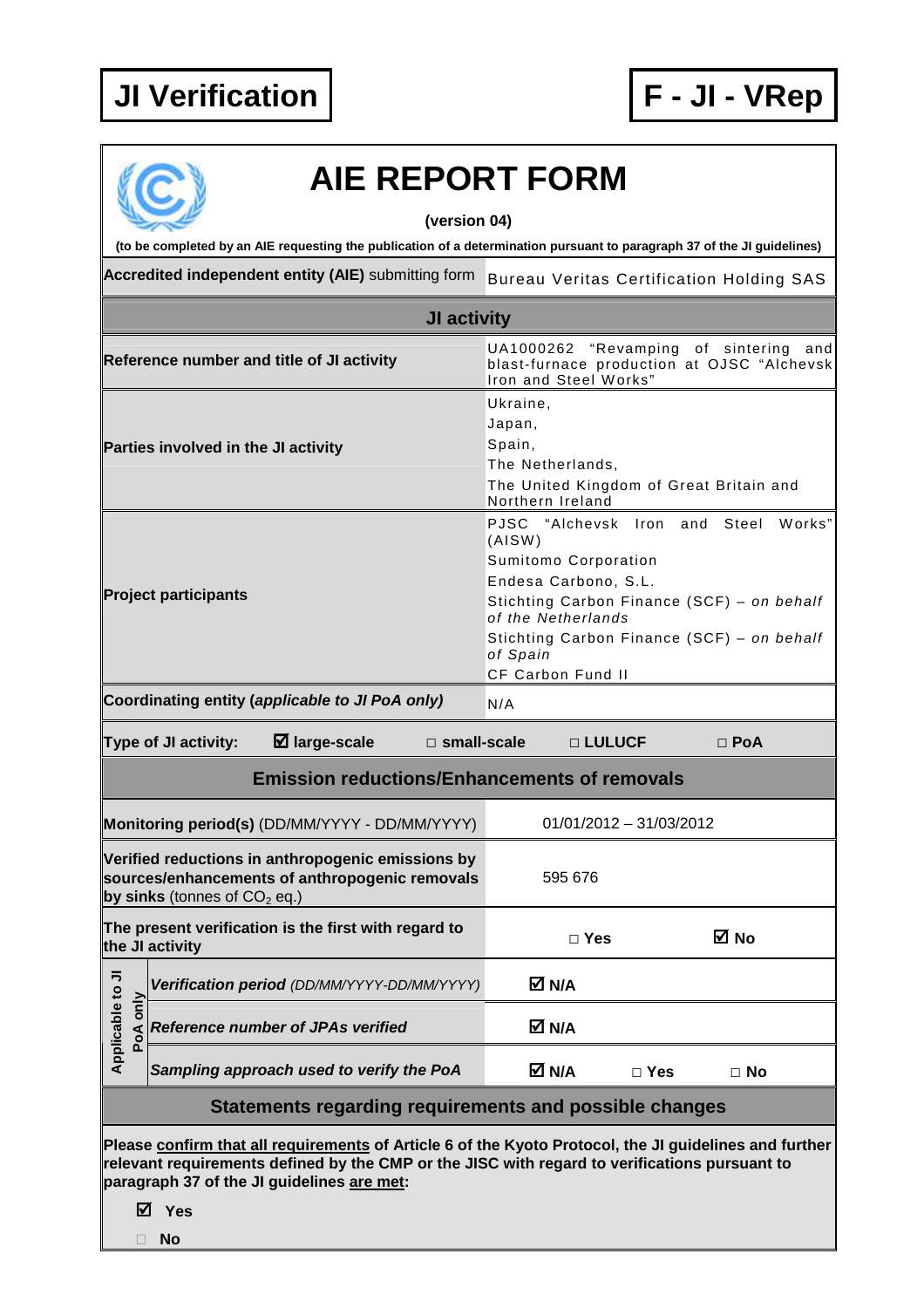# JI Verification

# F - JI - VRep

## AIE REPORT FORM

**(version 04)**

**(to be completed by an AIE requesting the publication of a determination pursuant to paragraph 37 of the JI guidelines)**

| | |
|---|---|
| **Accredited independent entity (AIE)** submitting form | Bureau Veritas Certification Holding SAS |
| **JI activity** | |
| **Reference number and title of JI activity** | UA1000262 "Revamping of sintering and blast-furnace production at OJSC "Alchevsk Iron and Steel Works" |
| **Parties involved in the JI activity** | Ukraine,<br>Japan,<br>Spain,<br>The Netherlands,<br>The United Kingdom of Great Britain and Northern Ireland |
| **Project participants** | PJSC "Alchevsk Iron and Steel Works" (AISW)<br>Sumitomo Corporation<br>Endesa Carbono, S.L.<br>Stichting Carbon Finance (SCF) – *on behalf of the Netherlands*<br>Stichting Carbon Finance (SCF) – *on behalf of Spain*<br>CF Carbon Fund II |
| **Coordinating entity (*applicable to JI PoA only*)** | N/A |
| **Type of JI activity:** ☑ **large-scale** □ **small-scale** | □ **LULUCF** □ **PoA** |
| **Emission reductions/Enhancements of removals** | |
| **Monitoring period(s)** (DD/MM/YYYY - DD/MM/YYYY) | 01/01/2012 – 31/03/2012 |
| **Verified reductions in anthropogenic emissions by sources/enhancements of anthropogenic removals by sinks** (tonnes of $CO_2$ eq.) | 595 676 |
| **The present verification is the first with regard to the JI activity** | □ **Yes** ☑ **No** |
| *Applicable to JI PoA only:* ***Verification period*** *(DD/MM/YYYY-DD/MM/YYYY)* | ☑ **N/A** |
| *Applicable to JI PoA only:* ***Reference number of JPAs verified*** | ☑ **N/A** |
| *Applicable to JI PoA only:* ***Sampling approach used to verify the PoA*** | ☑ **N/A** □ **Yes** □ **No** |

### Statements regarding requirements and possible changes

**Please <u>confirm that all requirements</u> of Article 6 of the Kyoto Protocol, the JI guidelines and further relevant requirements defined by the CMP or the JISC with regard to verifications pursuant to paragraph 37 of the JI guidelines <u>are met</u>:**

☑ **Yes**

□ **No**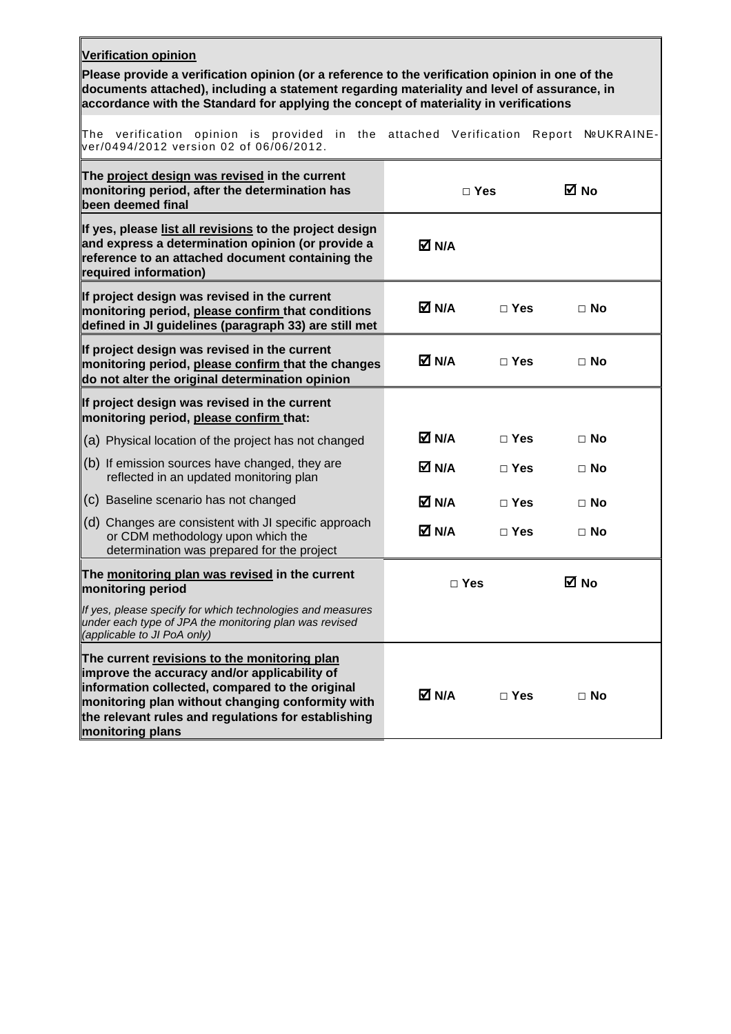| **Verification opinion** | | | |
|---|---|---|---|
| **Please provide a verification opinion (or a reference to the verification opinion in one of the documents attached), including a statement regarding materiality and level of assurance, in accordance with the Standard for applying the concept of materiality in verifications** | | | |
| The verification opinion is provided in the attached Verification Report №UKRAINE-ver/0494/2012 version 02 of 06/06/2012. | | | |
| **The project design was revised in the current monitoring period, after the determination has been deemed final** | | □ **Yes** | ☑ **No** |
| **If yes, please list all revisions to the project design and express a determination opinion (or provide a reference to an attached document containing the required information)** | ☑ **N/A** | | |
| **If project design was revised in the current monitoring period, please confirm that conditions defined in JI guidelines (paragraph 33) are still met** | ☑ **N/A** | □ **Yes** | □ **No** |
| **If project design was revised in the current monitoring period, please confirm that the changes do not alter the original determination opinion** | ☑ **N/A** | □ **Yes** | □ **No** |
| **If project design was revised in the current monitoring period, please confirm that:** | | | |
| (a) Physical location of the project has not changed | ☑ **N/A** | □ **Yes** | □ **No** |
| (b) If emission sources have changed, they are reflected in an updated monitoring plan | ☑ **N/A** | □ **Yes** | □ **No** |
| (c) Baseline scenario has not changed | ☑ **N/A** | □ **Yes** | □ **No** |
| (d) Changes are consistent with JI specific approach or CDM methodology upon which the determination was prepared for the project | ☑ **N/A** | □ **Yes** | □ **No** |
| **The monitoring plan was revised in the current monitoring period** | | □ **Yes** | ☑ **No** |
| *If yes, please specify for which technologies and measures under each type of JPA the monitoring plan was revised (applicable to JI PoA only)* | | | |
| **The current revisions to the monitoring plan improve the accuracy and/or applicability of information collected, compared to the original monitoring plan without changing conformity with the relevant rules and regulations for establishing monitoring plans** | ☑ **N/A** | □ **Yes** | □ **No** |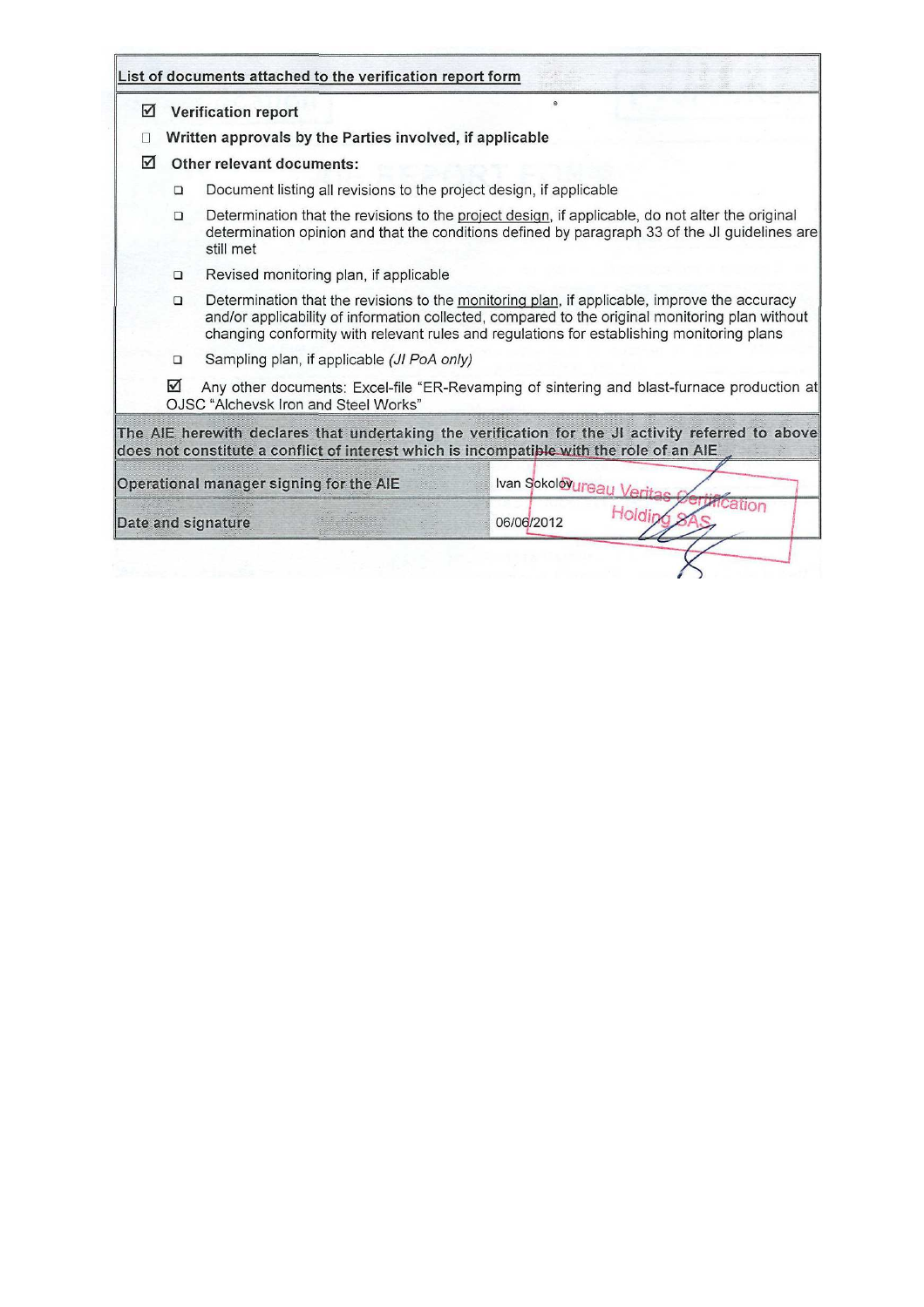**List of documents attached to the verification report form**

- ☑ **Verification report**
- ☐ **Written approvals by the Parties involved, if applicable**
- ☑ **Other relevant documents:**
  - ☐ Document listing all revisions to the project design, if applicable
  - ☐ Determination that the revisions to the project design, if applicable, do not alter the original determination opinion and that the conditions defined by paragraph 33 of the JI guidelines are still met
  - ☐ Revised monitoring plan, if applicable
  - ☐ Determination that the revisions to the monitoring plan, if applicable, improve the accuracy and/or applicability of information collected, compared to the original monitoring plan without changing conformity with relevant rules and regulations for establishing monitoring plans
  - ☐ Sampling plan, if applicable *(JI PoA only)*
  - ☑ Any other documents: Excel-file "ER-Revamping of sintering and blast-furnace production at OJSC "Alchevsk Iron and Steel Works"

**The AIE herewith declares that undertaking the verification for the JI activity referred to above does not constitute a conflict of interest which is incompatible with the role of an AIE**

| | |
|---|---|
| Operational manager signing for the AIE | Ivan Sokolov |
| Date and signature | 06/06/2012 |

Bureau Veritas Certification Holding SAS